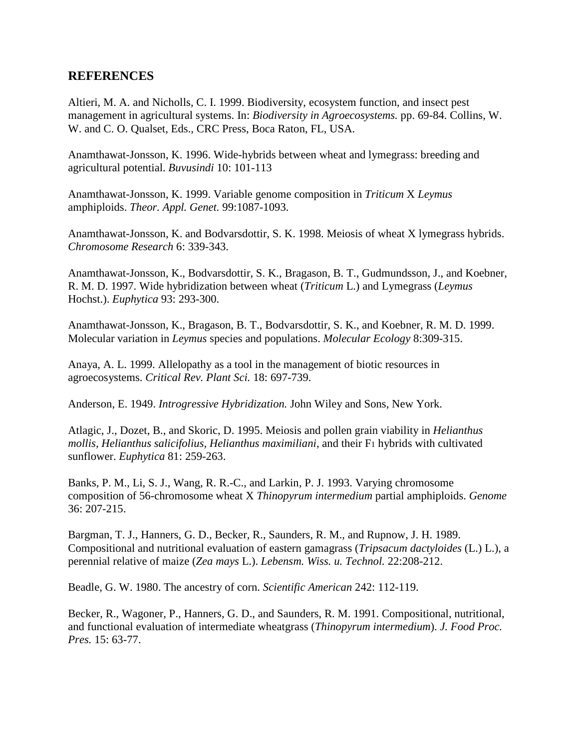## REFERENCES

Altieri, M. A. and Nicholls, C. I. 1999. Biodiversity, ecosystem function, and insect pest management in agricultural systems. In: *Biodiversity in Agroecosystems.* pp. 69-84. Collins, W. W. and C. O. Qualset, Eds., CRC Press, Boca Raton, FL, USA.

Anamthawat-Jonsson, K. 1996. Wide-hybrids between wheat and lymegrass: breeding and agricultural potential. *Buvusindi* 10: 101-113

Anamthawat-Jonsson, K. 1999. Variable genome composition in *Triticum* X *Leymus* amphiploids. *Theor. Appl. Genet.* 99:1087-1093.

Anamthawat-Jonsson, K. and Bodvarsdottir, S. K. 1998. Meiosis of wheat X lymegrass hybrids. *Chromosome Research* 6: 339-343.

Anamthawat-Jonsson, K., Bodvarsdottir, S. K., Bragason, B. T., Gudmundsson, J., and Koebner, R. M. D. 1997. Wide hybridization between wheat (*Triticum* L.) and Lymegrass (*Leymus* Hochst.). *Euphytica* 93: 293-300.

Anamthawat-Jonsson, K., Bragason, B. T., Bodvarsdottir, S. K., and Koebner, R. M. D. 1999. Molecular variation in *Leymus* species and populations. *Molecular Ecology* 8:309-315.

Anaya, A. L. 1999. Allelopathy as a tool in the management of biotic resources in agroecosystems. *Critical Rev. Plant Sci.* 18: 697-739.

Anderson, E. 1949. *Introgressive Hybridization.* John Wiley and Sons, New York.

Atlagic, J., Dozet, B., and Skoric, D. 1995. Meiosis and pollen grain viability in *Helianthus mollis*, *Helianthus salicifolius*, *Helianthus maximiliani*, and their $F_1$ hybrids with cultivated sunflower. *Euphytica* 81: 259-263.

Banks, P. M., Li, S. J., Wang, R. R.-C., and Larkin, P. J. 1993. Varying chromosome composition of 56-chromosome wheat X *Thinopyrum intermedium* partial amphiploids. *Genome* 36: 207-215.

Bargman, T. J., Hanners, G. D., Becker, R., Saunders, R. M., and Rupnow, J. H. 1989. Compositional and nutritional evaluation of eastern gamagrass (*Tripsacum dactyloides* (L.) L.), a perennial relative of maize (*Zea mays* L.). *Lebensm. Wiss. u. Technol.* 22:208-212.

Beadle, G. W. 1980. The ancestry of corn. *Scientific American* 242: 112-119.

Becker, R., Wagoner, P., Hanners, G. D., and Saunders, R. M. 1991. Compositional, nutritional, and functional evaluation of intermediate wheatgrass (*Thinopyrum intermedium*). *J. Food Proc. Pres.* 15: 63-77.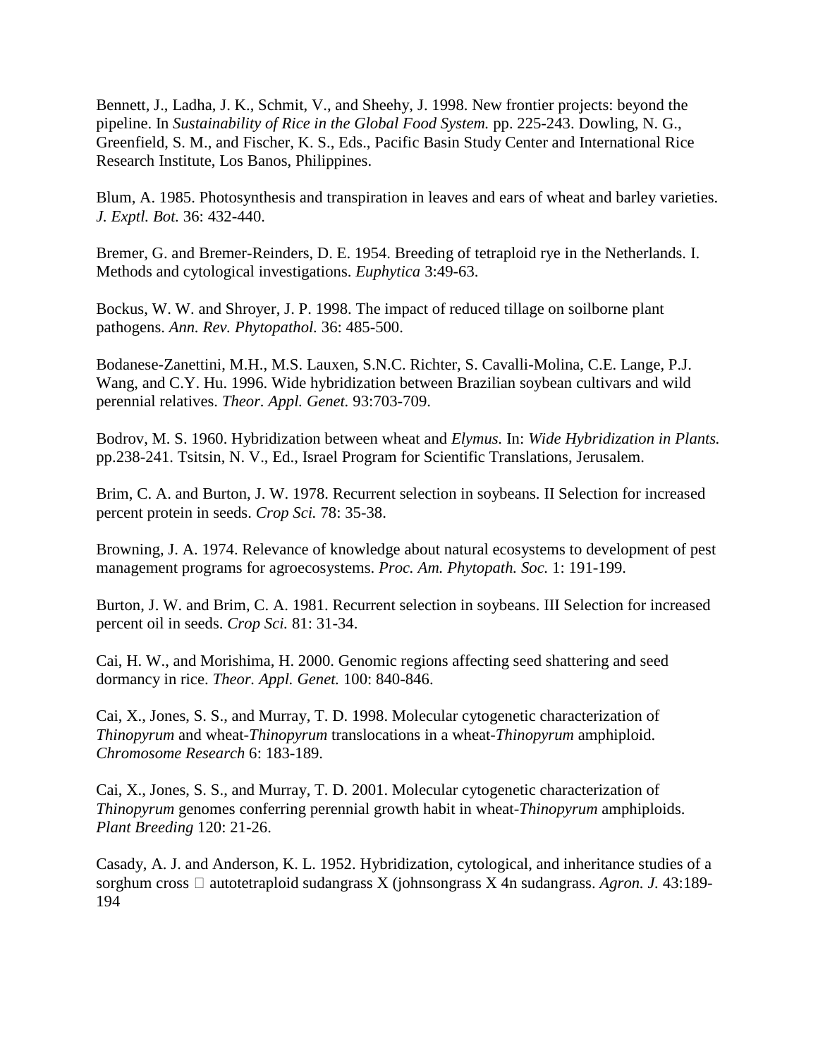Bennett, J., Ladha, J. K., Schmit, V., and Sheehy, J. 1998. New frontier projects: beyond the pipeline. In *Sustainability of Rice in the Global Food System.* pp. 225-243. Dowling, N. G., Greenfield, S. M., and Fischer, K. S., Eds., Pacific Basin Study Center and International Rice Research Institute, Los Banos, Philippines.

Blum, A. 1985. Photosynthesis and transpiration in leaves and ears of wheat and barley varieties. *J. Exptl. Bot.* 36: 432-440.

Bremer, G. and Bremer-Reinders, D. E. 1954. Breeding of tetraploid rye in the Netherlands. I. Methods and cytological investigations. *Euphytica* 3:49-63.

Bockus, W. W. and Shroyer, J. P. 1998. The impact of reduced tillage on soilborne plant pathogens. *Ann. Rev. Phytopathol.* 36: 485-500.

Bodanese-Zanettini, M.H., M.S. Lauxen, S.N.C. Richter, S. Cavalli-Molina, C.E. Lange, P.J. Wang, and C.Y. Hu. 1996. Wide hybridization between Brazilian soybean cultivars and wild perennial relatives. *Theor. Appl. Genet.* 93:703-709.

Bodrov, M. S. 1960. Hybridization between wheat and *Elymus.* In: *Wide Hybridization in Plants.* pp.238-241. Tsitsin, N. V., Ed., Israel Program for Scientific Translations, Jerusalem.

Brim, C. A. and Burton, J. W. 1978. Recurrent selection in soybeans. II Selection for increased percent protein in seeds. *Crop Sci.* 78: 35-38.

Browning, J. A. 1974. Relevance of knowledge about natural ecosystems to development of pest management programs for agroecosystems. *Proc. Am. Phytopath. Soc.* 1: 191-199.

Burton, J. W. and Brim, C. A. 1981. Recurrent selection in soybeans. III Selection for increased percent oil in seeds. *Crop Sci.* 81: 31-34.

Cai, H. W., and Morishima, H. 2000. Genomic regions affecting seed shattering and seed dormancy in rice. *Theor. Appl. Genet.* 100: 840-846.

Cai, X., Jones, S. S., and Murray, T. D. 1998. Molecular cytogenetic characterization of *Thinopyrum* and wheat-*Thinopyrum* translocations in a wheat-*Thinopyrum* amphiploid. *Chromosome Research* 6: 183-189.

Cai, X., Jones, S. S., and Murray, T. D. 2001. Molecular cytogenetic characterization of *Thinopyrum* genomes conferring perennial growth habit in wheat-*Thinopyrum* amphiploids. *Plant Breeding* 120: 21-26.

Casady, A. J. and Anderson, K. L. 1952. Hybridization, cytological, and inheritance studies of a sorghum cross  autotetraploid sudangrass X (johnsongrass X 4n sudangrass. *Agron. J.* 43:189-194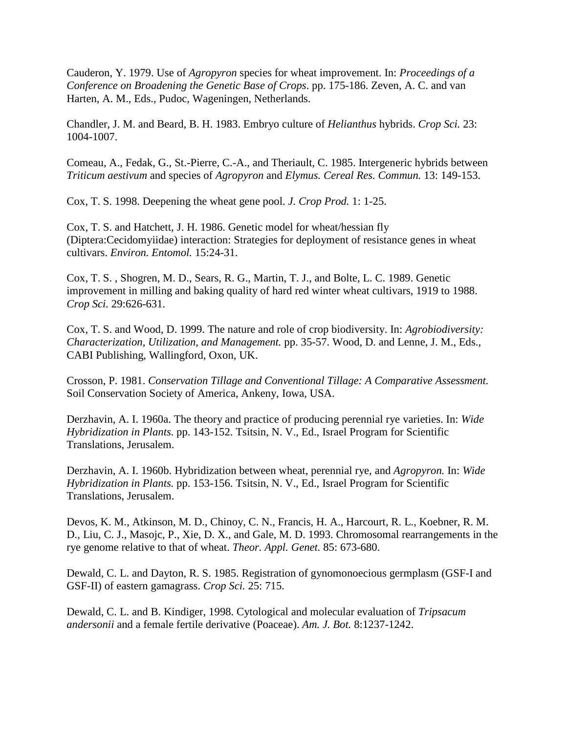Cauderon, Y. 1979. Use of *Agropyron* species for wheat improvement. In: *Proceedings of a Conference on Broadening the Genetic Base of Crops*. pp. 175-186. Zeven, A. C. and van Harten, A. M., Eds., Pudoc, Wageningen, Netherlands.

Chandler, J. M. and Beard, B. H. 1983. Embryo culture of *Helianthus* hybrids. *Crop Sci.* 23: 1004-1007.

Comeau, A., Fedak, G., St.-Pierre, C.-A., and Theriault, C. 1985. Intergeneric hybrids between *Triticum aestivum* and species of *Agropyron* and *Elymus. Cereal Res. Commun.* 13: 149-153.

Cox, T. S. 1998. Deepening the wheat gene pool. *J. Crop Prod.* 1: 1-25.

Cox, T. S. and Hatchett, J. H. 1986. Genetic model for wheat/hessian fly (Diptera:Cecidomyiidae) interaction: Strategies for deployment of resistance genes in wheat cultivars. *Environ. Entomol.* 15:24-31.

Cox, T. S. , Shogren, M. D., Sears, R. G., Martin, T. J., and Bolte, L. C. 1989. Genetic improvement in milling and baking quality of hard red winter wheat cultivars, 1919 to 1988. *Crop Sci.* 29:626-631.

Cox, T. S. and Wood, D. 1999. The nature and role of crop biodiversity. In: *Agrobiodiversity: Characterization, Utilization, and Management.* pp. 35-57. Wood, D. and Lenne, J. M., Eds., CABI Publishing, Wallingford, Oxon, UK.

Crosson, P. 1981. *Conservation Tillage and Conventional Tillage: A Comparative Assessment.* Soil Conservation Society of America, Ankeny, Iowa, USA.

Derzhavin, A. I. 1960a. The theory and practice of producing perennial rye varieties. In: *Wide Hybridization in Plants.* pp. 143-152. Tsitsin, N. V., Ed., Israel Program for Scientific Translations, Jerusalem.

Derzhavin, A. I. 1960b. Hybridization between wheat, perennial rye, and *Agropyron.* In: *Wide Hybridization in Plants.* pp. 153-156. Tsitsin, N. V., Ed., Israel Program for Scientific Translations, Jerusalem.

Devos, K. M., Atkinson, M. D., Chinoy, C. N., Francis, H. A., Harcourt, R. L., Koebner, R. M. D., Liu, C. J., Masojc, P., Xie, D. X., and Gale, M. D. 1993. Chromosomal rearrangements in the rye genome relative to that of wheat. *Theor. Appl. Genet.* 85: 673-680.

Dewald, C. L. and Dayton, R. S. 1985. Registration of gynomonoecious germplasm (GSF-I and GSF-II) of eastern gamagrass. *Crop Sci.* 25: 715.

Dewald, C. L. and B. Kindiger, 1998. Cytological and molecular evaluation of *Tripsacum andersonii* and a female fertile derivative (Poaceae). *Am. J. Bot.* 8:1237-1242.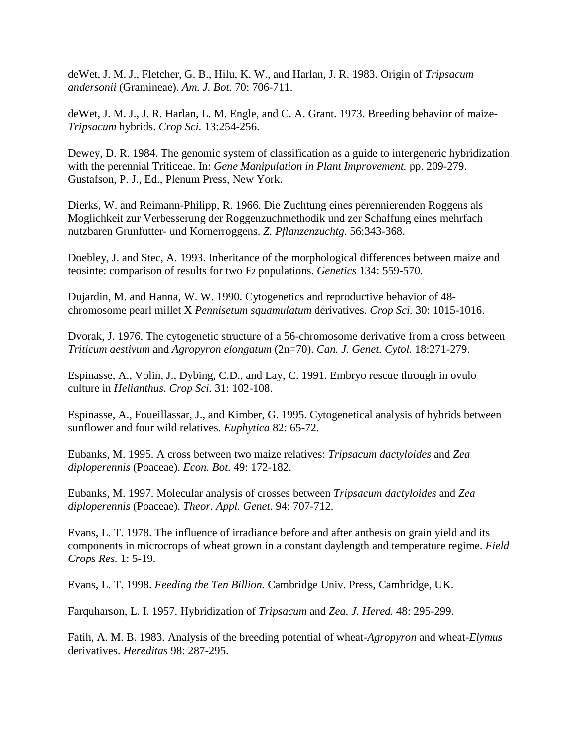deWet, J. M. J., Fletcher, G. B., Hilu, K. W., and Harlan, J. R. 1983. Origin of *Tripsacum andersonii* (Gramineae). *Am. J. Bot.* 70: 706-711.

deWet, J. M. J., J. R. Harlan, L. M. Engle, and C. A. Grant. 1973. Breeding behavior of maize-*Tripsacum* hybrids. *Crop Sci.* 13:254-256.

Dewey, D. R. 1984. The genomic system of classification as a guide to intergeneric hybridization with the perennial Triticeae. In: *Gene Manipulation in Plant Improvement.* pp. 209-279. Gustafson, P. J., Ed., Plenum Press, New York.

Dierks, W. and Reimann-Philipp, R. 1966. Die Zuchtung eines perennierenden Roggens als Moglichkeit zur Verbesserung der Roggenzuchmethodik und zer Schaffung eines mehrfach nutzbaren Grunfutter- und Kornerroggens. *Z. Pflanzenzuchtg.* 56:343-368.

Doebley, J. and Stec, A. 1993. Inheritance of the morphological differences between maize and teosinte: comparison of results for two $F_2$ populations. *Genetics* 134: 559-570.

Dujardin, M. and Hanna, W. W. 1990. Cytogenetics and reproductive behavior of 48-chromosome pearl millet X *Pennisetum squamulatum* derivatives. *Crop Sci.* 30: 1015-1016.

Dvorak, J. 1976. The cytogenetic structure of a 56-chromosome derivative from a cross between *Triticum aestivum* and *Agropyron elongatum* (2n=70). *Can. J. Genet. Cytol.* 18:271-279.

Espinasse, A., Volin, J., Dybing, C.D., and Lay, C. 1991. Embryo rescue through in ovulo culture in *Helianthus. Crop Sci.* 31: 102-108.

Espinasse, A., Foueillassar, J., and Kimber, G. 1995. Cytogenetical analysis of hybrids between sunflower and four wild relatives. *Euphytica* 82: 65-72.

Eubanks, M. 1995. A cross between two maize relatives: *Tripsacum dactyloides* and *Zea diploperennis* (Poaceae). *Econ. Bot.* 49: 172-182.

Eubanks, M. 1997. Molecular analysis of crosses between *Tripsacum dactyloides* and *Zea diploperennis* (Poaceae). *Theor. Appl. Genet.* 94: 707-712.

Evans, L. T. 1978. The influence of irradiance before and after anthesis on grain yield and its components in microcrops of wheat grown in a constant daylength and temperature regime. *Field Crops Res.* 1: 5-19.

Evans, L. T. 1998. *Feeding the Ten Billion.* Cambridge Univ. Press, Cambridge, UK.

Farquharson, L. I. 1957. Hybridization of *Tripsacum* and *Zea. J. Hered.* 48: 295-299.

Fatih, A. M. B. 1983. Analysis of the breeding potential of wheat-*Agropyron* and wheat-*Elymus* derivatives. *Hereditas* 98: 287-295.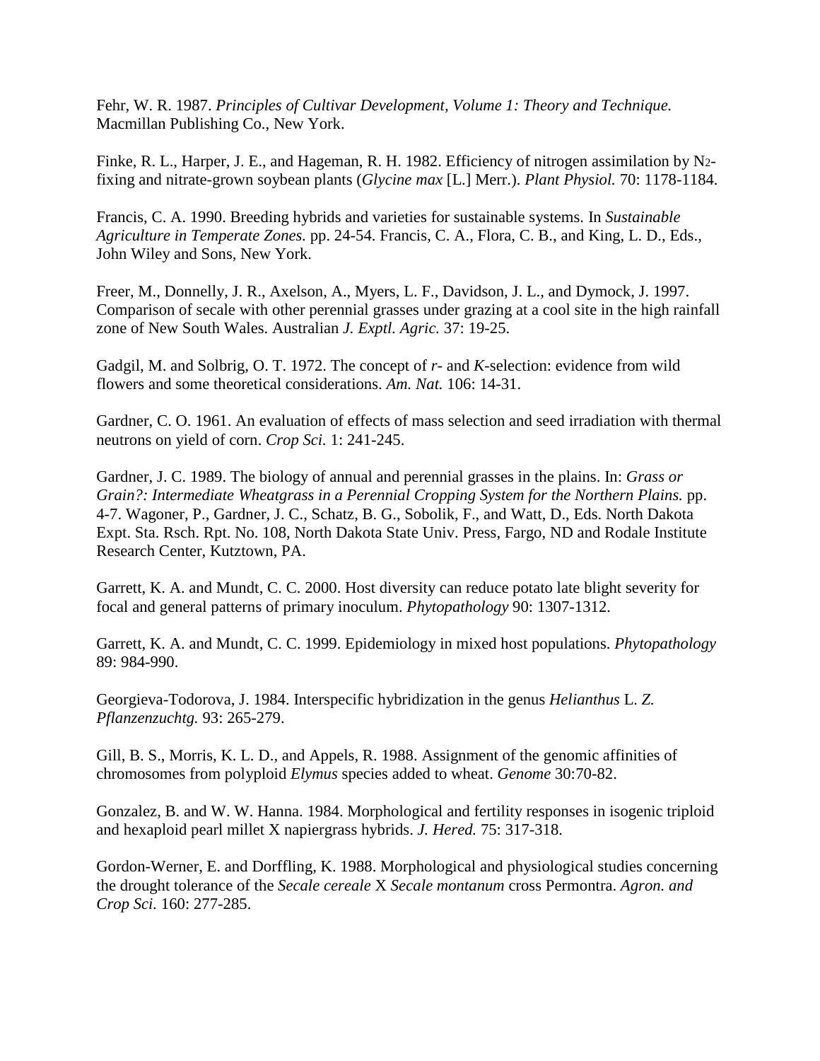Fehr, W. R. 1987. *Principles of Cultivar Development, Volume 1: Theory and Technique.* Macmillan Publishing Co., New York.

Finke, R. L., Harper, J. E., and Hageman, R. H. 1982. Efficiency of nitrogen assimilation by $N_2$-fixing and nitrate-grown soybean plants (*Glycine max* [L.] Merr.). *Plant Physiol.* 70: 1178-1184.

Francis, C. A. 1990. Breeding hybrids and varieties for sustainable systems. In *Sustainable Agriculture in Temperate Zones.* pp. 24-54. Francis, C. A., Flora, C. B., and King, L. D., Eds., John Wiley and Sons, New York.

Freer, M., Donnelly, J. R., Axelson, A., Myers, L. F., Davidson, J. L., and Dymock, J. 1997. Comparison of secale with other perennial grasses under grazing at a cool site in the high rainfall zone of New South Wales. Australian *J. Exptl. Agric.* 37: 19-25.

Gadgil, M. and Solbrig, O. T. 1972. The concept of *r*- and *K*-selection: evidence from wild flowers and some theoretical considerations. *Am. Nat.* 106: 14-31.

Gardner, C. O. 1961. An evaluation of effects of mass selection and seed irradiation with thermal neutrons on yield of corn. *Crop Sci.* 1: 241-245.

Gardner, J. C. 1989. The biology of annual and perennial grasses in the plains. In: *Grass or Grain?: Intermediate Wheatgrass in a Perennial Cropping System for the Northern Plains.* pp. 4-7. Wagoner, P., Gardner, J. C., Schatz, B. G., Sobolik, F., and Watt, D., Eds. North Dakota Expt. Sta. Rsch. Rpt. No. 108, North Dakota State Univ. Press, Fargo, ND and Rodale Institute Research Center, Kutztown, PA.

Garrett, K. A. and Mundt, C. C. 2000. Host diversity can reduce potato late blight severity for focal and general patterns of primary inoculum. *Phytopathology* 90: 1307-1312.

Garrett, K. A. and Mundt, C. C. 1999. Epidemiology in mixed host populations. *Phytopathology* 89: 984-990.

Georgieva-Todorova, J. 1984. Interspecific hybridization in the genus *Helianthus* L. *Z. Pflanzenzuchtg.* 93: 265-279.

Gill, B. S., Morris, K. L. D., and Appels, R. 1988. Assignment of the genomic affinities of chromosomes from polyploid *Elymus* species added to wheat. *Genome* 30:70-82.

Gonzalez, B. and W. W. Hanna. 1984. Morphological and fertility responses in isogenic triploid and hexaploid pearl millet X napiergrass hybrids. *J. Hered.* 75: 317-318.

Gordon-Werner, E. and Dorffling, K. 1988. Morphological and physiological studies concerning the drought tolerance of the *Secale cereale* X *Secale montanum* cross Permontra. *Agron. and Crop Sci.* 160: 277-285.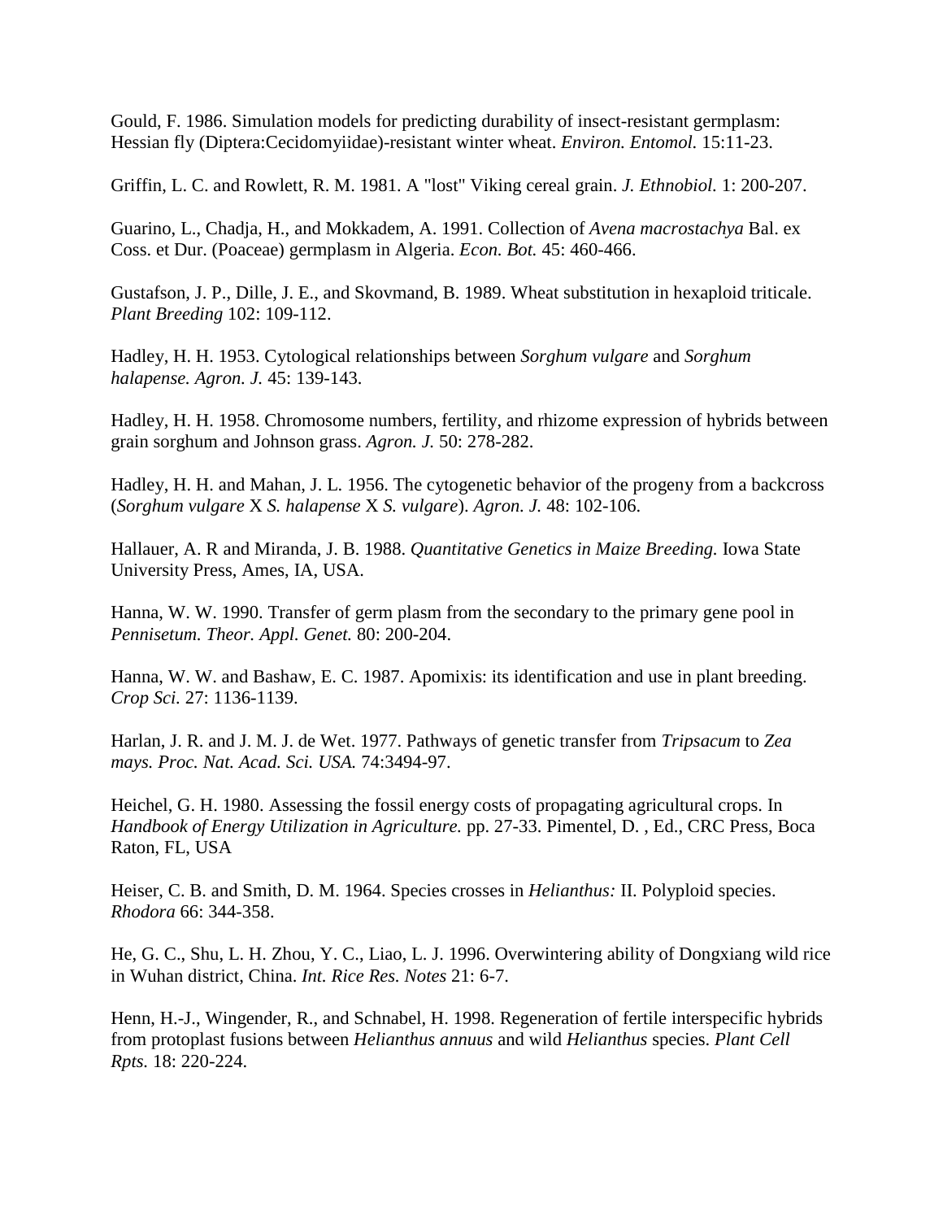Gould, F. 1986. Simulation models for predicting durability of insect-resistant germplasm: Hessian fly (Diptera:Cecidomyiidae)-resistant winter wheat. *Environ. Entomol.* 15:11-23.

Griffin, L. C. and Rowlett, R. M. 1981. A "lost" Viking cereal grain. *J. Ethnobiol.* 1: 200-207.

Guarino, L., Chadja, H., and Mokkadem, A. 1991. Collection of *Avena macrostachya* Bal. ex Coss. et Dur. (Poaceae) germplasm in Algeria. *Econ. Bot.* 45: 460-466.

Gustafson, J. P., Dille, J. E., and Skovmand, B. 1989. Wheat substitution in hexaploid triticale. *Plant Breeding* 102: 109-112.

Hadley, H. H. 1953. Cytological relationships between *Sorghum vulgare* and *Sorghum halapense. Agron. J.* 45: 139-143.

Hadley, H. H. 1958. Chromosome numbers, fertility, and rhizome expression of hybrids between grain sorghum and Johnson grass. *Agron. J.* 50: 278-282.

Hadley, H. H. and Mahan, J. L. 1956. The cytogenetic behavior of the progeny from a backcross (*Sorghum vulgare* X *S. halapense* X *S. vulgare*). *Agron. J.* 48: 102-106.

Hallauer, A. R and Miranda, J. B. 1988. *Quantitative Genetics in Maize Breeding.* Iowa State University Press, Ames, IA, USA.

Hanna, W. W. 1990. Transfer of germ plasm from the secondary to the primary gene pool in *Pennisetum. Theor. Appl. Genet.* 80: 200-204.

Hanna, W. W. and Bashaw, E. C. 1987. Apomixis: its identification and use in plant breeding. *Crop Sci.* 27: 1136-1139.

Harlan, J. R. and J. M. J. de Wet. 1977. Pathways of genetic transfer from *Tripsacum* to *Zea mays. Proc. Nat. Acad. Sci. USA.* 74:3494-97.

Heichel, G. H. 1980. Assessing the fossil energy costs of propagating agricultural crops. In *Handbook of Energy Utilization in Agriculture.* pp. 27-33. Pimentel, D. , Ed., CRC Press, Boca Raton, FL, USA

Heiser, C. B. and Smith, D. M. 1964. Species crosses in *Helianthus:* II. Polyploid species. *Rhodora* 66: 344-358.

He, G. C., Shu, L. H. Zhou, Y. C., Liao, L. J. 1996. Overwintering ability of Dongxiang wild rice in Wuhan district, China. *Int. Rice Res. Notes* 21: 6-7.

Henn, H.-J., Wingender, R., and Schnabel, H. 1998. Regeneration of fertile interspecific hybrids from protoplast fusions between *Helianthus annuus* and wild *Helianthus* species. *Plant Cell Rpts.* 18: 220-224.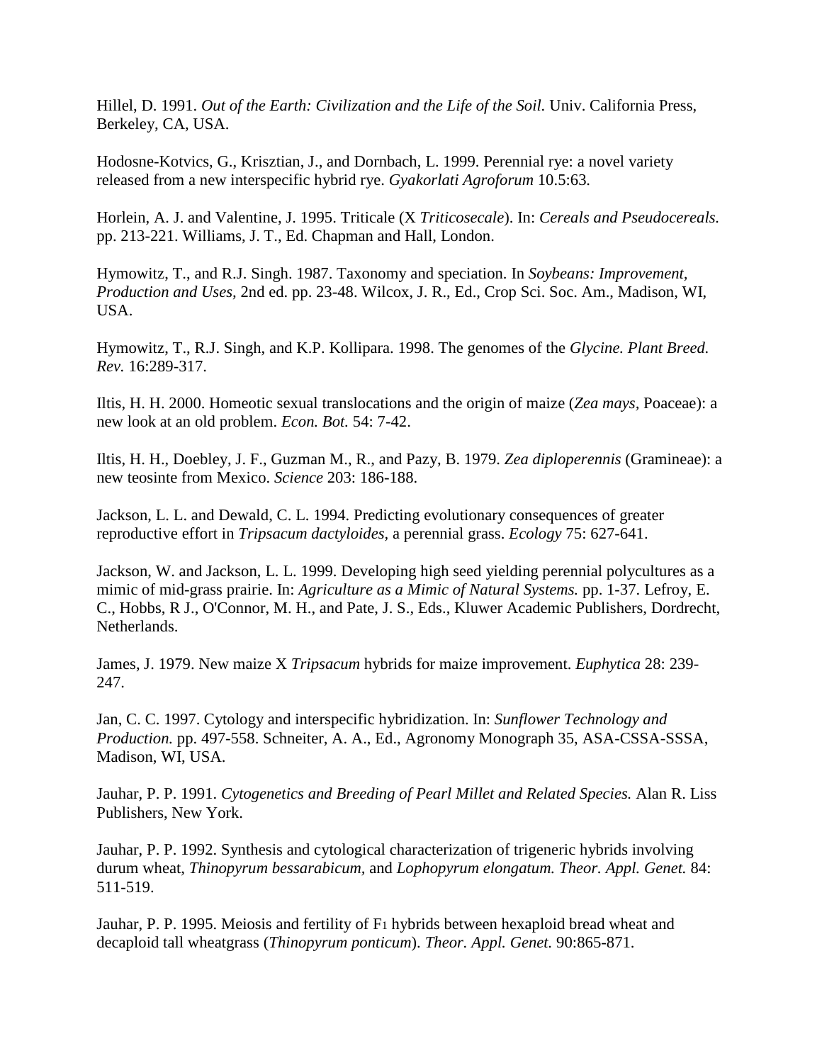Hillel, D. 1991. *Out of the Earth: Civilization and the Life of the Soil.* Univ. California Press, Berkeley, CA, USA.

Hodosne-Kotvics, G., Krisztian, J., and Dornbach, L. 1999. Perennial rye: a novel variety released from a new interspecific hybrid rye. *Gyakorlati Agroforum* 10.5:63.

Horlein, A. J. and Valentine, J. 1995. Triticale (X *Triticosecale*). In: *Cereals and Pseudocereals.* pp. 213-221. Williams, J. T., Ed. Chapman and Hall, London.

Hymowitz, T., and R.J. Singh. 1987. Taxonomy and speciation. In *Soybeans: Improvement, Production and Uses,* 2nd ed. pp. 23-48. Wilcox, J. R., Ed., Crop Sci. Soc. Am., Madison, WI, USA.

Hymowitz, T., R.J. Singh, and K.P. Kollipara. 1998. The genomes of the *Glycine. Plant Breed. Rev.* 16:289-317.

Iltis, H. H. 2000. Homeotic sexual translocations and the origin of maize (*Zea mays,* Poaceae): a new look at an old problem. *Econ. Bot.* 54: 7-42.

Iltis, H. H., Doebley, J. F., Guzman M., R., and Pazy, B. 1979. *Zea diploperennis* (Gramineae): a new teosinte from Mexico. *Science* 203: 186-188.

Jackson, L. L. and Dewald, C. L. 1994. Predicting evolutionary consequences of greater reproductive effort in *Tripsacum dactyloides,* a perennial grass. *Ecology* 75: 627-641.

Jackson, W. and Jackson, L. L. 1999. Developing high seed yielding perennial polycultures as a mimic of mid-grass prairie. In: *Agriculture as a Mimic of Natural Systems.* pp. 1-37. Lefroy, E. C., Hobbs, R J., O'Connor, M. H., and Pate, J. S., Eds., Kluwer Academic Publishers, Dordrecht, Netherlands.

James, J. 1979. New maize X *Tripsacum* hybrids for maize improvement. *Euphytica* 28: 239-247.

Jan, C. C. 1997. Cytology and interspecific hybridization. In: *Sunflower Technology and Production.* pp. 497-558. Schneiter, A. A., Ed., Agronomy Monograph 35, ASA-CSSA-SSSA, Madison, WI, USA.

Jauhar, P. P. 1991. *Cytogenetics and Breeding of Pearl Millet and Related Species.* Alan R. Liss Publishers, New York.

Jauhar, P. P. 1992. Synthesis and cytological characterization of trigeneric hybrids involving durum wheat, *Thinopyrum bessarabicum,* and *Lophopyrum elongatum. Theor. Appl. Genet.* 84: 511-519.

Jauhar, P. P. 1995. Meiosis and fertility of $F_1$ hybrids between hexaploid bread wheat and decaploid tall wheatgrass (*Thinopyrum ponticum*). *Theor. Appl. Genet.* 90:865-871.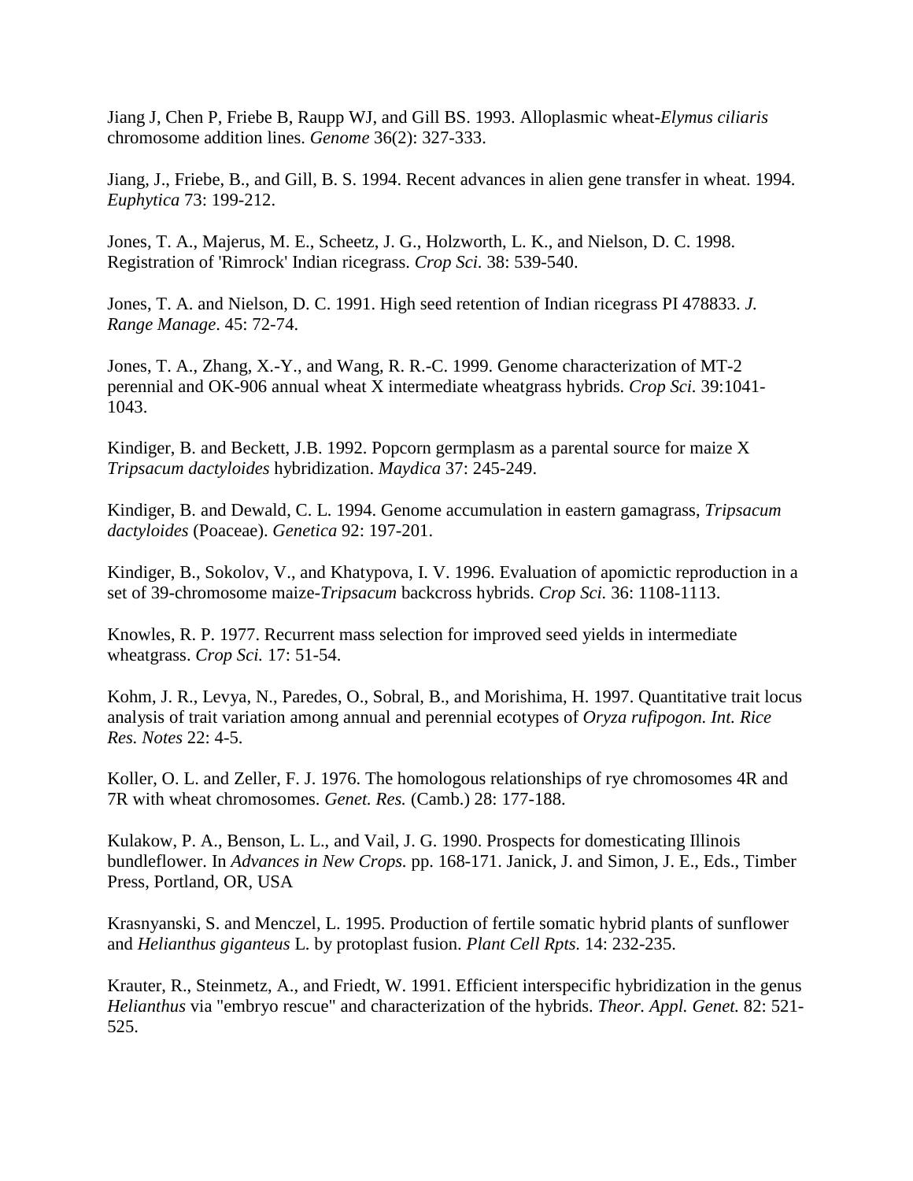Jiang J, Chen P, Friebe B, Raupp WJ, and Gill BS. 1993. Alloplasmic wheat-*Elymus ciliaris* chromosome addition lines. *Genome* 36(2): 327-333.

Jiang, J., Friebe, B., and Gill, B. S. 1994. Recent advances in alien gene transfer in wheat. 1994. *Euphytica* 73: 199-212.

Jones, T. A., Majerus, M. E., Scheetz, J. G., Holzworth, L. K., and Nielson, D. C. 1998. Registration of 'Rimrock' Indian ricegrass. *Crop Sci.* 38: 539-540.

Jones, T. A. and Nielson, D. C. 1991. High seed retention of Indian ricegrass PI 478833. *J. Range Manage*. 45: 72-74.

Jones, T. A., Zhang, X.-Y., and Wang, R. R.-C. 1999. Genome characterization of MT-2 perennial and OK-906 annual wheat X intermediate wheatgrass hybrids. *Crop Sci.* 39:1041-1043.

Kindiger, B. and Beckett, J.B. 1992. Popcorn germplasm as a parental source for maize X *Tripsacum dactyloides* hybridization. *Maydica* 37: 245-249.

Kindiger, B. and Dewald, C. L. 1994. Genome accumulation in eastern gamagrass, *Tripsacum dactyloides* (Poaceae). *Genetica* 92: 197-201.

Kindiger, B., Sokolov, V., and Khatypova, I. V. 1996. Evaluation of apomictic reproduction in a set of 39-chromosome maize-*Tripsacum* backcross hybrids. *Crop Sci.* 36: 1108-1113.

Knowles, R. P. 1977. Recurrent mass selection for improved seed yields in intermediate wheatgrass. *Crop Sci.* 17: 51-54.

Kohm, J. R., Levya, N., Paredes, O., Sobral, B., and Morishima, H. 1997. Quantitative trait locus analysis of trait variation among annual and perennial ecotypes of *Oryza rufipogon. Int. Rice Res. Notes* 22: 4-5.

Koller, O. L. and Zeller, F. J. 1976. The homologous relationships of rye chromosomes 4R and 7R with wheat chromosomes. *Genet. Res.* (Camb.) 28: 177-188.

Kulakow, P. A., Benson, L. L., and Vail, J. G. 1990. Prospects for domesticating Illinois bundleflower. In *Advances in New Crops.* pp. 168-171. Janick, J. and Simon, J. E., Eds., Timber Press, Portland, OR, USA

Krasnyanski, S. and Menczel, L. 1995. Production of fertile somatic hybrid plants of sunflower and *Helianthus giganteus* L. by protoplast fusion. *Plant Cell Rpts.* 14: 232-235.

Krauter, R., Steinmetz, A., and Friedt, W. 1991. Efficient interspecific hybridization in the genus *Helianthus* via "embryo rescue" and characterization of the hybrids. *Theor. Appl. Genet.* 82: 521-525.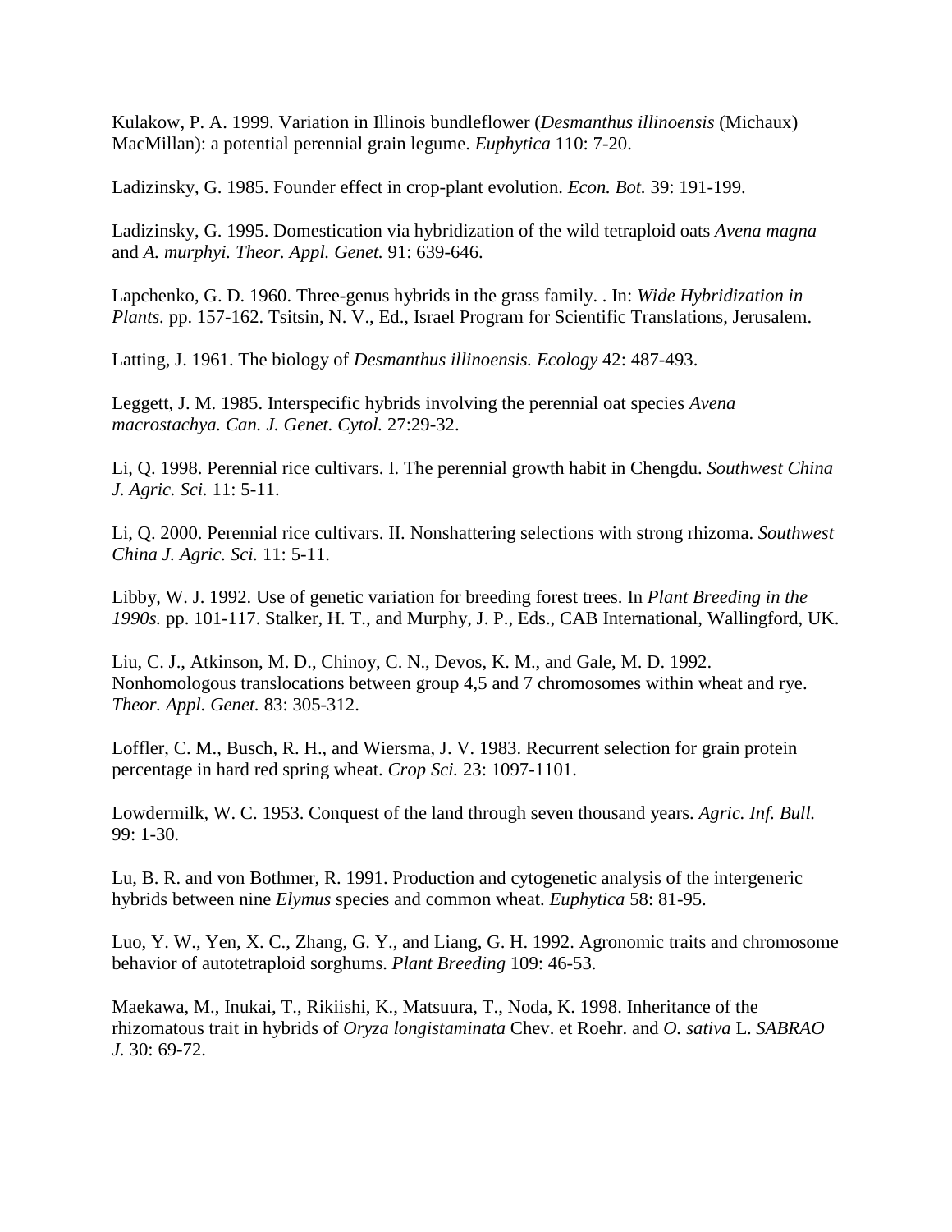Kulakow, P. A. 1999. Variation in Illinois bundleflower (*Desmanthus illinoensis* (Michaux) MacMillan): a potential perennial grain legume. *Euphytica* 110: 7-20.

Ladizinsky, G. 1985. Founder effect in crop-plant evolution. *Econ. Bot.* 39: 191-199.

Ladizinsky, G. 1995. Domestication via hybridization of the wild tetraploid oats *Avena magna* and *A. murphyi. Theor. Appl. Genet.* 91: 639-646.

Lapchenko, G. D. 1960. Three-genus hybrids in the grass family. . In: *Wide Hybridization in Plants.* pp. 157-162. Tsitsin, N. V., Ed., Israel Program for Scientific Translations, Jerusalem.

Latting, J. 1961. The biology of *Desmanthus illinoensis. Ecology* 42: 487-493.

Leggett, J. M. 1985. Interspecific hybrids involving the perennial oat species *Avena macrostachya. Can. J. Genet. Cytol.* 27:29-32.

Li, Q. 1998. Perennial rice cultivars. I. The perennial growth habit in Chengdu. *Southwest China J. Agric. Sci.* 11: 5-11.

Li, Q. 2000. Perennial rice cultivars. II. Nonshattering selections with strong rhizoma. *Southwest China J. Agric. Sci.* 11: 5-11.

Libby, W. J. 1992. Use of genetic variation for breeding forest trees. In *Plant Breeding in the 1990s.* pp. 101-117. Stalker, H. T., and Murphy, J. P., Eds., CAB International, Wallingford, UK.

Liu, C. J., Atkinson, M. D., Chinoy, C. N., Devos, K. M., and Gale, M. D. 1992. Nonhomologous translocations between group 4,5 and 7 chromosomes within wheat and rye. *Theor. Appl. Genet.* 83: 305-312.

Loffler, C. M., Busch, R. H., and Wiersma, J. V. 1983. Recurrent selection for grain protein percentage in hard red spring wheat. *Crop Sci.* 23: 1097-1101.

Lowdermilk, W. C. 1953. Conquest of the land through seven thousand years. *Agric. Inf. Bull.* 99: 1-30.

Lu, B. R. and von Bothmer, R. 1991. Production and cytogenetic analysis of the intergeneric hybrids between nine *Elymus* species and common wheat. *Euphytica* 58: 81-95.

Luo, Y. W., Yen, X. C., Zhang, G. Y., and Liang, G. H. 1992. Agronomic traits and chromosome behavior of autotetraploid sorghums. *Plant Breeding* 109: 46-53.

Maekawa, M., Inukai, T., Rikiishi, K., Matsuura, T., Noda, K. 1998. Inheritance of the rhizomatous trait in hybrids of *Oryza longistaminata* Chev. et Roehr. and *O. sativa* L. *SABRAO J.* 30: 69-72.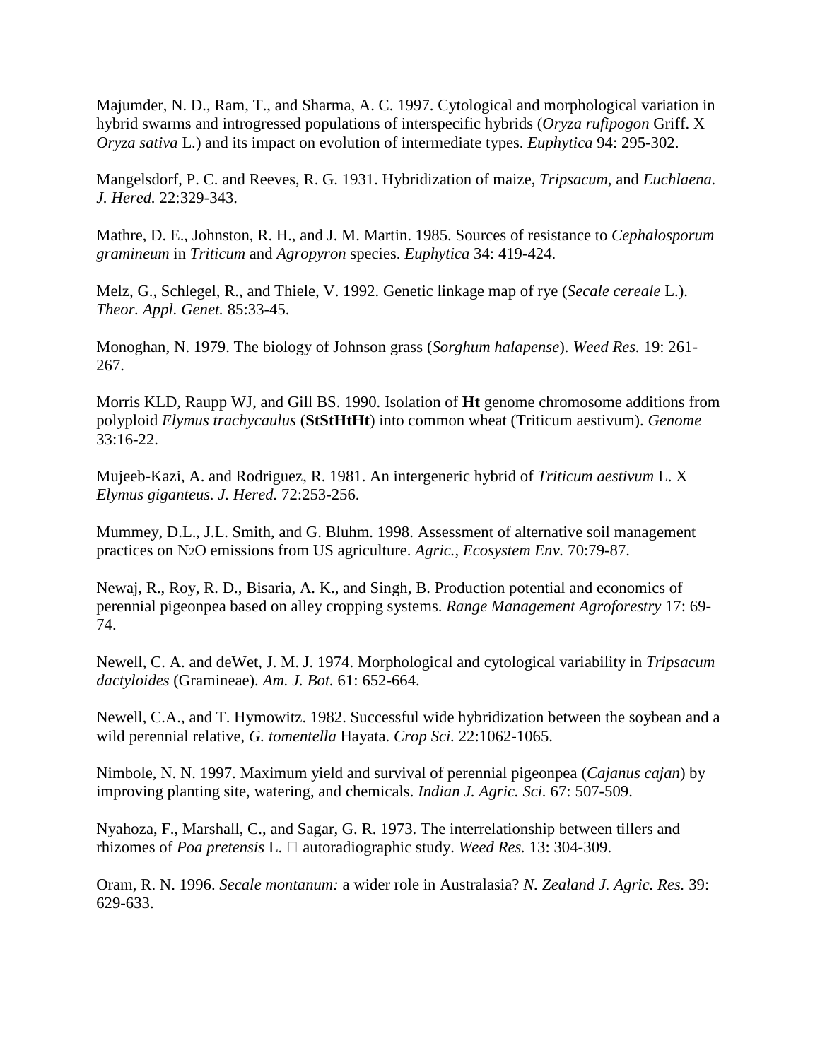Majumder, N. D., Ram, T., and Sharma, A. C. 1997. Cytological and morphological variation in hybrid swarms and introgressed populations of interspecific hybrids (*Oryza rufipogon* Griff. X *Oryza sativa* L.) and its impact on evolution of intermediate types. *Euphytica* 94: 295-302.

Mangelsdorf, P. C. and Reeves, R. G. 1931. Hybridization of maize, *Tripsacum*, and *Euchlaena*. *J. Hered.* 22:329-343.

Mathre, D. E., Johnston, R. H., and J. M. Martin. 1985. Sources of resistance to *Cephalosporum gramineum* in *Triticum* and *Agropyron* species. *Euphytica* 34: 419-424.

Melz, G., Schlegel, R., and Thiele, V. 1992. Genetic linkage map of rye (*Secale cereale* L.). *Theor. Appl. Genet.* 85:33-45.

Monoghan, N. 1979. The biology of Johnson grass (*Sorghum halapense*). *Weed Res.* 19: 261-267.

Morris KLD, Raupp WJ, and Gill BS. 1990. Isolation of **Ht** genome chromosome additions from polyploid *Elymus trachycaulus* (**StStHtHt**) into common wheat (Triticum aestivum). *Genome* 33:16-22.

Mujeeb-Kazi, A. and Rodriguez, R. 1981. An intergeneric hybrid of *Triticum aestivum* L. X *Elymus giganteus. J. Hered.* 72:253-256.

Mummey, D.L., J.L. Smith, and G. Bluhm. 1998. Assessment of alternative soil management practices on $N_2O$ emissions from US agriculture. *Agric., Ecosystem Env.* 70:79-87.

Newaj, R., Roy, R. D., Bisaria, A. K., and Singh, B. Production potential and economics of perennial pigeonpea based on alley cropping systems. *Range Management Agroforestry* 17: 69-74.

Newell, C. A. and deWet, J. M. J. 1974. Morphological and cytological variability in *Tripsacum dactyloides* (Gramineae). *Am. J. Bot.* 61: 652-664.

Newell, C.A., and T. Hymowitz. 1982. Successful wide hybridization between the soybean and a wild perennial relative, *G. tomentella* Hayata. *Crop Sci.* 22:1062-1065.

Nimbole, N. N. 1997. Maximum yield and survival of perennial pigeonpea (*Cajanus cajan*) by improving planting site, watering, and chemicals. *Indian J. Agric. Sci.* 67: 507-509.

Nyahoza, F., Marshall, C., and Sagar, G. R. 1973. The interrelationship between tillers and rhizomes of *Poa pretensis* L.  autoradiographic study. *Weed Res.* 13: 304-309.

Oram, R. N. 1996. *Secale montanum:* a wider role in Australasia? *N. Zealand J. Agric. Res.* 39: 629-633.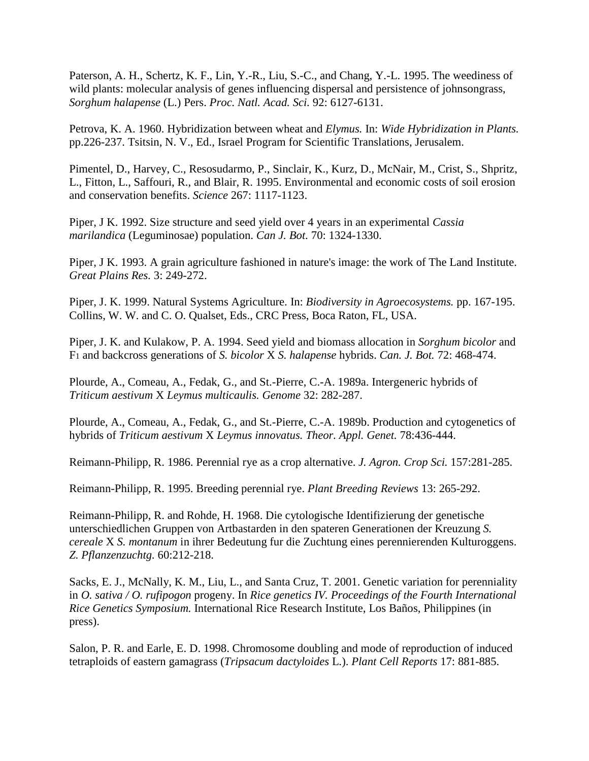Paterson, A. H., Schertz, K. F., Lin, Y.-R., Liu, S.-C., and Chang, Y.-L. 1995. The weediness of wild plants: molecular analysis of genes influencing dispersal and persistence of johnsongrass, *Sorghum halapense* (L.) Pers. *Proc. Natl. Acad. Sci.* 92: 6127-6131.

Petrova, K. A. 1960. Hybridization between wheat and *Elymus.* In: *Wide Hybridization in Plants.* pp.226-237. Tsitsin, N. V., Ed., Israel Program for Scientific Translations, Jerusalem.

Pimentel, D., Harvey, C., Resosudarmo, P., Sinclair, K., Kurz, D., McNair, M., Crist, S., Shpritz, L., Fitton, L., Saffouri, R., and Blair, R. 1995. Environmental and economic costs of soil erosion and conservation benefits. *Science* 267: 1117-1123.

Piper, J K. 1992. Size structure and seed yield over 4 years in an experimental *Cassia marilandica* (Leguminosae) population. *Can J. Bot.* 70: 1324-1330.

Piper, J K. 1993. A grain agriculture fashioned in nature's image: the work of The Land Institute. *Great Plains Res.* 3: 249-272.

Piper, J. K. 1999. Natural Systems Agriculture. In: *Biodiversity in Agroecosystems.* pp. 167-195. Collins, W. W. and C. O. Qualset, Eds., CRC Press, Boca Raton, FL, USA.

Piper, J. K. and Kulakow, P. A. 1994. Seed yield and biomass allocation in *Sorghum bicolor* and $F_1$ and backcross generations of *S. bicolor* X *S. halapense* hybrids. *Can. J. Bot.* 72: 468-474.

Plourde, A., Comeau, A., Fedak, G., and St.-Pierre, C.-A. 1989a. Intergeneric hybrids of *Triticum aestivum* X *Leymus multicaulis. Genome* 32: 282-287.

Plourde, A., Comeau, A., Fedak, G., and St.-Pierre, C.-A. 1989b. Production and cytogenetics of hybrids of *Triticum aestivum* X *Leymus innovatus. Theor. Appl. Genet.* 78:436-444.

Reimann-Philipp, R. 1986. Perennial rye as a crop alternative. *J. Agron. Crop Sci.* 157:281-285.

Reimann-Philipp, R. 1995. Breeding perennial rye. *Plant Breeding Reviews* 13: 265-292.

Reimann-Philipp, R. and Rohde, H. 1968. Die cytologische Identifizierung der genetische unterschiedlichen Gruppen von Artbastarden in den spateren Generationen der Kreuzung *S. cereale* X *S. montanum* in ihrer Bedeutung fur die Zuchtung eines perennierenden Kulturoggens. *Z. Pflanzenzuchtg.* 60:212-218.

Sacks, E. J., McNally, K. M., Liu, L., and Santa Cruz, T. 2001. Genetic variation for perenniality in *O. sativa / O. rufipogon* progeny. In *Rice genetics IV. Proceedings of the Fourth International Rice Genetics Symposium.* International Rice Research Institute, Los Baños, Philippines (in press).

Salon, P. R. and Earle, E. D. 1998. Chromosome doubling and mode of reproduction of induced tetraploids of eastern gamagrass (*Tripsacum dactyloides* L.). *Plant Cell Reports* 17: 881-885.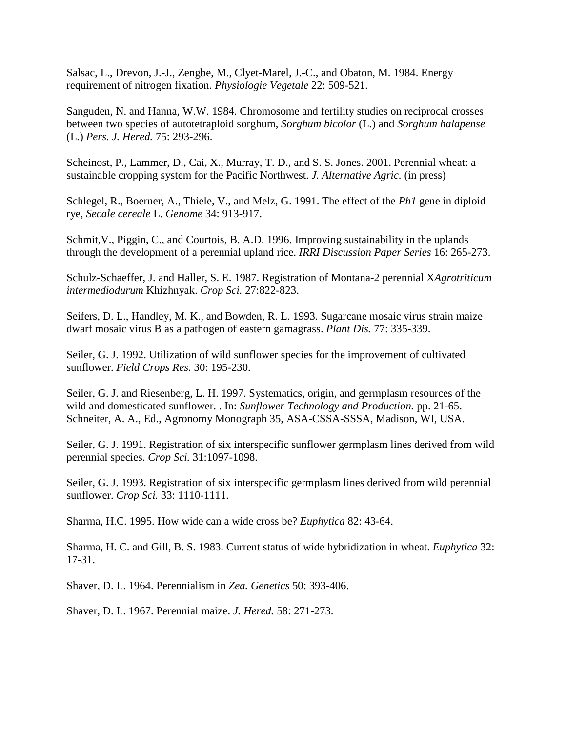Salsac, L., Drevon, J.-J., Zengbe, M., Clyet-Marel, J.-C., and Obaton, M. 1984. Energy requirement of nitrogen fixation. *Physiologie Vegetale* 22: 509-521.

Sanguden, N. and Hanna, W.W. 1984. Chromosome and fertility studies on reciprocal crosses between two species of autotetraploid sorghum, *Sorghum bicolor* (L.) and *Sorghum halapense* (L.) *Pers. J. Hered.* 75: 293-296.

Scheinost, P., Lammer, D., Cai, X., Murray, T. D., and S. S. Jones. 2001. Perennial wheat: a sustainable cropping system for the Pacific Northwest. *J. Alternative Agric.* (in press)

Schlegel, R., Boerner, A., Thiele, V., and Melz, G. 1991. The effect of the *Ph1* gene in diploid rye, *Secale cereale* L. *Genome* 34: 913-917.

Schmit,V., Piggin, C., and Courtois, B. A.D. 1996. Improving sustainability in the uplands through the development of a perennial upland rice. *IRRI Discussion Paper Series* 16: 265-273.

Schulz-Schaeffer, J. and Haller, S. E. 1987. Registration of Montana-2 perennial X*Agrotriticum intermediodurum* Khizhnyak. *Crop Sci.* 27:822-823.

Seifers, D. L., Handley, M. K., and Bowden, R. L. 1993. Sugarcane mosaic virus strain maize dwarf mosaic virus B as a pathogen of eastern gamagrass. *Plant Dis.* 77: 335-339.

Seiler, G. J. 1992. Utilization of wild sunflower species for the improvement of cultivated sunflower. *Field Crops Res.* 30: 195-230.

Seiler, G. J. and Riesenberg, L. H. 1997. Systematics, origin, and germplasm resources of the wild and domesticated sunflower. . In: *Sunflower Technology and Production.* pp. 21-65. Schneiter, A. A., Ed., Agronomy Monograph 35, ASA-CSSA-SSSA, Madison, WI, USA.

Seiler, G. J. 1991. Registration of six interspecific sunflower germplasm lines derived from wild perennial species. *Crop Sci.* 31:1097-1098.

Seiler, G. J. 1993. Registration of six interspecific germplasm lines derived from wild perennial sunflower. *Crop Sci.* 33: 1110-1111.

Sharma, H.C. 1995. How wide can a wide cross be? *Euphytica* 82: 43-64.

Sharma, H. C. and Gill, B. S. 1983. Current status of wide hybridization in wheat. *Euphytica* 32: 17-31.

Shaver, D. L. 1964. Perennialism in *Zea. Genetics* 50: 393-406.

Shaver, D. L. 1967. Perennial maize. *J. Hered.* 58: 271-273.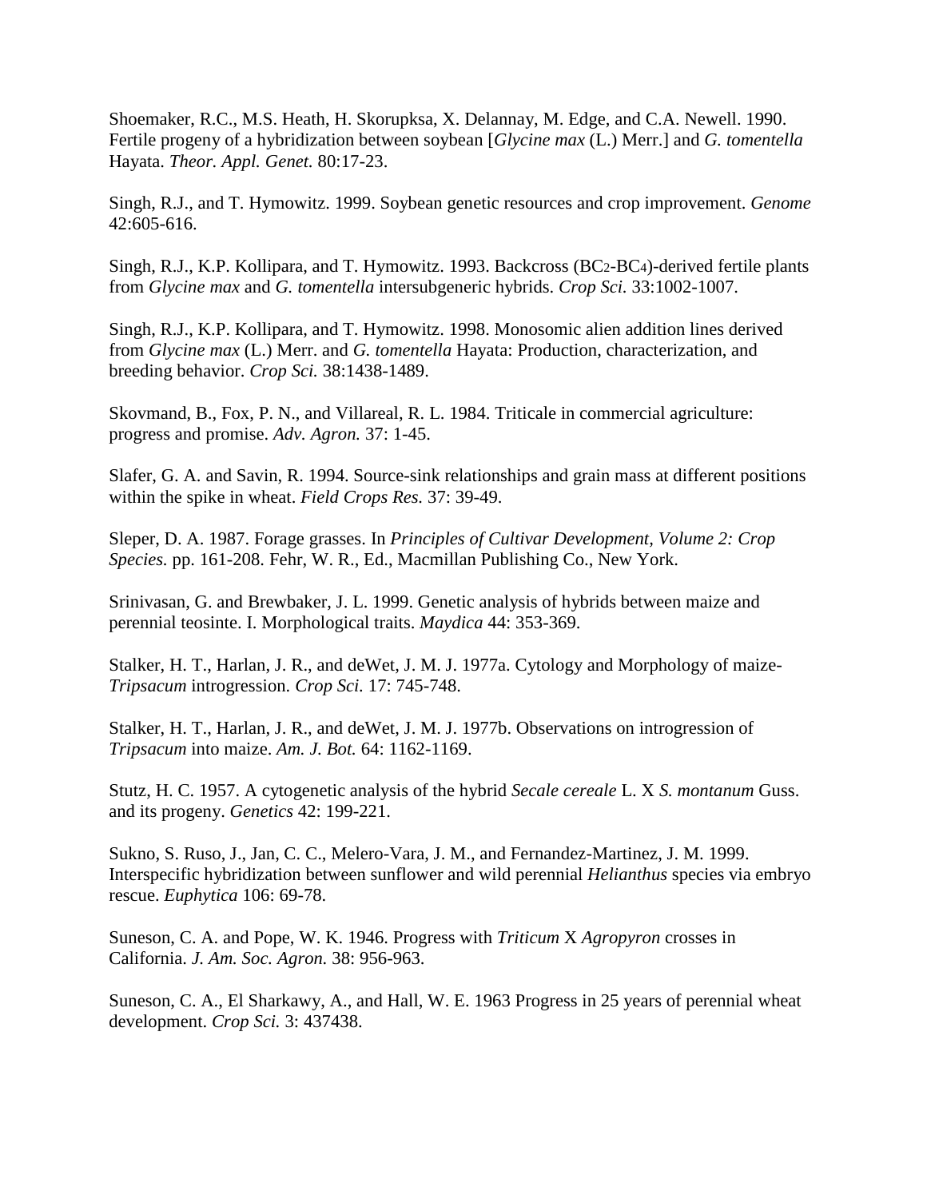Shoemaker, R.C., M.S. Heath, H. Skorupksa, X. Delannay, M. Edge, and C.A. Newell. 1990. Fertile progeny of a hybridization between soybean [*Glycine max* (L.) Merr.] and *G. tomentella* Hayata. *Theor. Appl. Genet.* 80:17-23.

Singh, R.J., and T. Hymowitz. 1999. Soybean genetic resources and crop improvement. *Genome* 42:605-616.

Singh, R.J., K.P. Kollipara, and T. Hymowitz. 1993. Backcross ($BC_2$-$BC_4$)-derived fertile plants from *Glycine max* and *G. tomentella* intersubgeneric hybrids. *Crop Sci.* 33:1002-1007.

Singh, R.J., K.P. Kollipara, and T. Hymowitz. 1998. Monosomic alien addition lines derived from *Glycine max* (L.) Merr. and *G. tomentella* Hayata: Production, characterization, and breeding behavior. *Crop Sci.* 38:1438-1489.

Skovmand, B., Fox, P. N., and Villareal, R. L. 1984. Triticale in commercial agriculture: progress and promise. *Adv. Agron.* 37: 1-45.

Slafer, G. A. and Savin, R. 1994. Source-sink relationships and grain mass at different positions within the spike in wheat. *Field Crops Res.* 37: 39-49.

Sleper, D. A. 1987. Forage grasses. In *Principles of Cultivar Development, Volume 2: Crop Species.* pp. 161-208. Fehr, W. R., Ed., Macmillan Publishing Co., New York.

Srinivasan, G. and Brewbaker, J. L. 1999. Genetic analysis of hybrids between maize and perennial teosinte. I. Morphological traits. *Maydica* 44: 353-369.

Stalker, H. T., Harlan, J. R., and deWet, J. M. J. 1977a. Cytology and Morphology of maize-*Tripsacum* introgression. *Crop Sci.* 17: 745-748.

Stalker, H. T., Harlan, J. R., and deWet, J. M. J. 1977b. Observations on introgression of *Tripsacum* into maize. *Am. J. Bot.* 64: 1162-1169.

Stutz, H. C. 1957. A cytogenetic analysis of the hybrid *Secale cereale* L. X *S. montanum* Guss. and its progeny. *Genetics* 42: 199-221.

Sukno, S. Ruso, J., Jan, C. C., Melero-Vara, J. M., and Fernandez-Martinez, J. M. 1999. Interspecific hybridization between sunflower and wild perennial *Helianthus* species via embryo rescue. *Euphytica* 106: 69-78.

Suneson, C. A. and Pope, W. K. 1946. Progress with *Triticum* X *Agropyron* crosses in California. *J. Am. Soc. Agron.* 38: 956-963.

Suneson, C. A., El Sharkawy, A., and Hall, W. E. 1963 Progress in 25 years of perennial wheat development. *Crop Sci.* 3: 437438.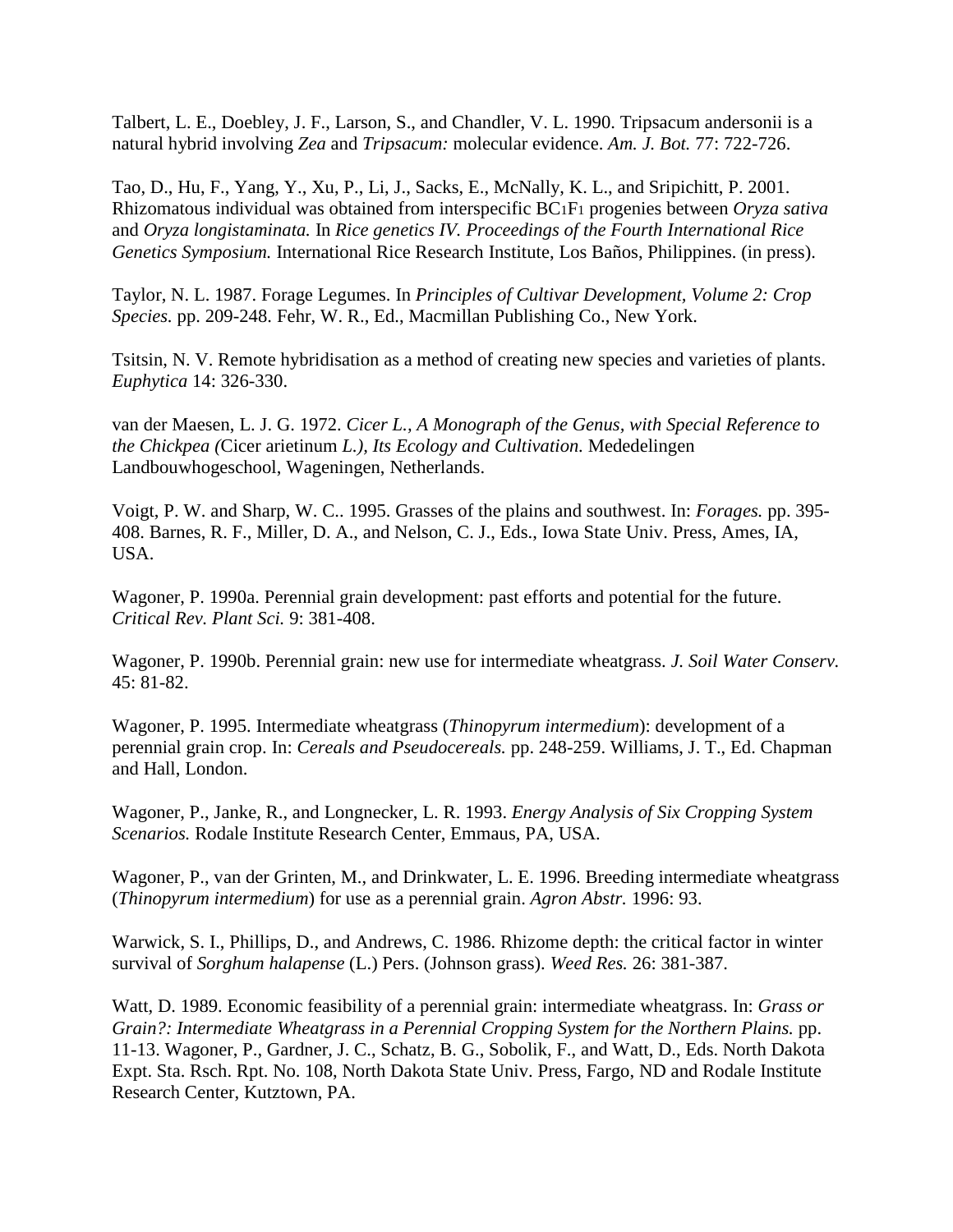Talbert, L. E., Doebley, J. F., Larson, S., and Chandler, V. L. 1990. Tripsacum andersonii is a natural hybrid involving *Zea* and *Tripsacum:* molecular evidence. *Am. J. Bot.* 77: 722-726.

Tao, D., Hu, F., Yang, Y., Xu, P., Li, J., Sacks, E., McNally, K. L., and Sripichitt, P. 2001. Rhizomatous individual was obtained from interspecific $BC_1F_1$ progenies between *Oryza sativa* and *Oryza longistaminata.* In *Rice genetics IV. Proceedings of the Fourth International Rice Genetics Symposium.* International Rice Research Institute, Los Baños, Philippines. (in press).

Taylor, N. L. 1987. Forage Legumes. In *Principles of Cultivar Development, Volume 2: Crop Species.* pp. 209-248. Fehr, W. R., Ed., Macmillan Publishing Co., New York.

Tsitsin, N. V. Remote hybridisation as a method of creating new species and varieties of plants. *Euphytica* 14: 326-330.

van der Maesen, L. J. G. 1972. *Cicer L., A Monograph of the Genus, with Special Reference to the Chickpea (*Cicer arietinum *L.), Its Ecology and Cultivation.* Mededelingen Landbouwhogeschool, Wageningen, Netherlands.

Voigt, P. W. and Sharp, W. C.. 1995. Grasses of the plains and southwest. In: *Forages.* pp. 395-408. Barnes, R. F., Miller, D. A., and Nelson, C. J., Eds., Iowa State Univ. Press, Ames, IA, USA.

Wagoner, P. 1990a. Perennial grain development: past efforts and potential for the future. *Critical Rev. Plant Sci.* 9: 381-408.

Wagoner, P. 1990b. Perennial grain: new use for intermediate wheatgrass. *J. Soil Water Conserv.* 45: 81-82.

Wagoner, P. 1995. Intermediate wheatgrass (*Thinopyrum intermedium*): development of a perennial grain crop. In: *Cereals and Pseudocereals.* pp. 248-259. Williams, J. T., Ed. Chapman and Hall, London.

Wagoner, P., Janke, R., and Longnecker, L. R. 1993. *Energy Analysis of Six Cropping System Scenarios.* Rodale Institute Research Center, Emmaus, PA, USA.

Wagoner, P., van der Grinten, M., and Drinkwater, L. E. 1996. Breeding intermediate wheatgrass (*Thinopyrum intermedium*) for use as a perennial grain. *Agron Abstr.* 1996: 93.

Warwick, S. I., Phillips, D., and Andrews, C. 1986. Rhizome depth: the critical factor in winter survival of *Sorghum halapense* (L.) Pers. (Johnson grass). *Weed Res.* 26: 381-387.

Watt, D. 1989. Economic feasibility of a perennial grain: intermediate wheatgrass. In: *Grass or Grain?: Intermediate Wheatgrass in a Perennial Cropping System for the Northern Plains.* pp. 11-13. Wagoner, P., Gardner, J. C., Schatz, B. G., Sobolik, F., and Watt, D., Eds. North Dakota Expt. Sta. Rsch. Rpt. No. 108, North Dakota State Univ. Press, Fargo, ND and Rodale Institute Research Center, Kutztown, PA.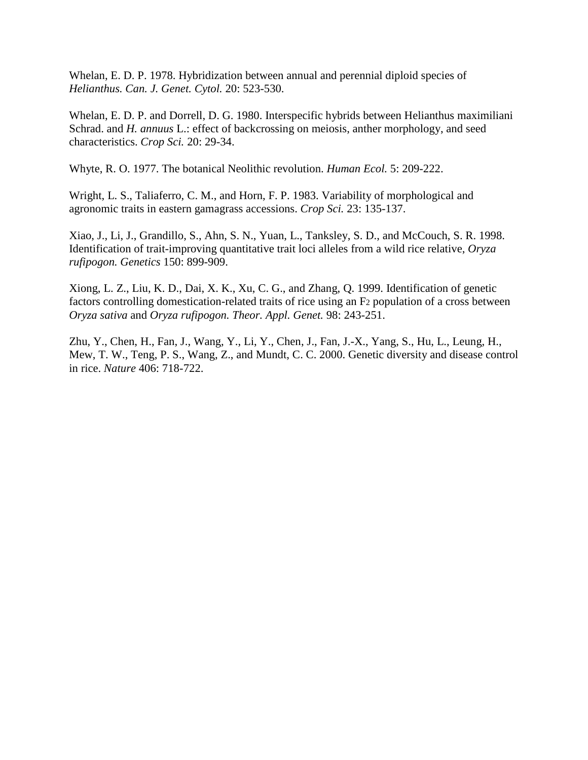Whelan, E. D. P. 1978. Hybridization between annual and perennial diploid species of *Helianthus. Can. J. Genet. Cytol.* 20: 523-530.

Whelan, E. D. P. and Dorrell, D. G. 1980. Interspecific hybrids between Helianthus maximiliani Schrad. and *H. annuus* L.: effect of backcrossing on meiosis, anther morphology, and seed characteristics. *Crop Sci.* 20: 29-34.

Whyte, R. O. 1977. The botanical Neolithic revolution. *Human Ecol.* 5: 209-222.

Wright, L. S., Taliaferro, C. M., and Horn, F. P. 1983. Variability of morphological and agronomic traits in eastern gamagrass accessions. *Crop Sci.* 23: 135-137.

Xiao, J., Li, J., Grandillo, S., Ahn, S. N., Yuan, L., Tanksley, S. D., and McCouch, S. R. 1998. Identification of trait-improving quantitative trait loci alleles from a wild rice relative, *Oryza rufipogon. Genetics* 150: 899-909.

Xiong, L. Z., Liu, K. D., Dai, X. K., Xu, C. G., and Zhang, Q. 1999. Identification of genetic factors controlling domestication-related traits of rice using an $F_2$ population of a cross between *Oryza sativa* and *Oryza rufipogon. Theor. Appl. Genet.* 98: 243-251.

Zhu, Y., Chen, H., Fan, J., Wang, Y., Li, Y., Chen, J., Fan, J.-X., Yang, S., Hu, L., Leung, H., Mew, T. W., Teng, P. S., Wang, Z., and Mundt, C. C. 2000. Genetic diversity and disease control in rice. *Nature* 406: 718-722.